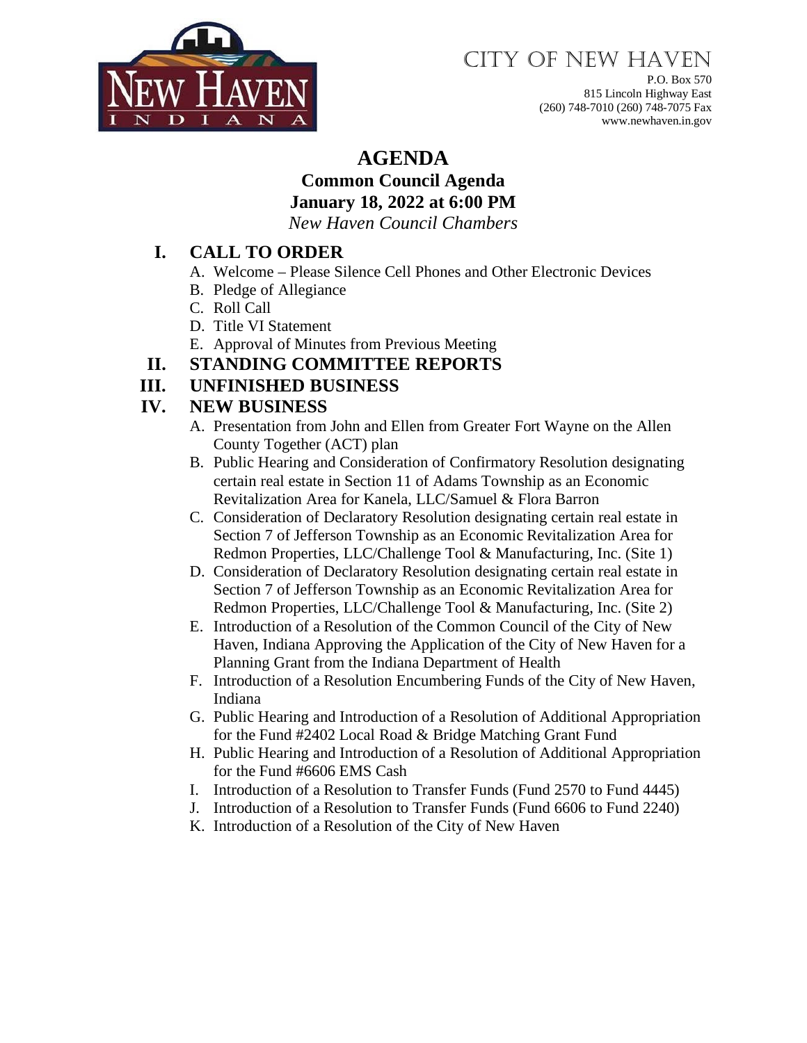CITY OF NEW HAVEN
P.O. Box 570
815 Lincoln Highway East
(260) 748-7010 (260) 748-7075 Fax
www.newhaven.in.gov

# AGENDA

## Common Council Agenda

## January 18, 2022 at 6:00 PM

*New Haven Council Chambers*

## I. CALL TO ORDER

A. Welcome – Please Silence Cell Phones and Other Electronic Devices
B. Pledge of Allegiance
C. Roll Call
D. Title VI Statement
E. Approval of Minutes from Previous Meeting

## II. STANDING COMMITTEE REPORTS

## III. UNFINISHED BUSINESS

## IV. NEW BUSINESS

A. Presentation from John and Ellen from Greater Fort Wayne on the Allen County Together (ACT) plan
B. Public Hearing and Consideration of Confirmatory Resolution designating certain real estate in Section 11 of Adams Township as an Economic Revitalization Area for Kanela, LLC/Samuel & Flora Barron
C. Consideration of Declaratory Resolution designating certain real estate in Section 7 of Jefferson Township as an Economic Revitalization Area for Redmon Properties, LLC/Challenge Tool & Manufacturing, Inc. (Site 1)
D. Consideration of Declaratory Resolution designating certain real estate in Section 7 of Jefferson Township as an Economic Revitalization Area for Redmon Properties, LLC/Challenge Tool & Manufacturing, Inc. (Site 2)
E. Introduction of a Resolution of the Common Council of the City of New Haven, Indiana Approving the Application of the City of New Haven for a Planning Grant from the Indiana Department of Health
F. Introduction of a Resolution Encumbering Funds of the City of New Haven, Indiana
G. Public Hearing and Introduction of a Resolution of Additional Appropriation for the Fund #2402 Local Road & Bridge Matching Grant Fund
H. Public Hearing and Introduction of a Resolution of Additional Appropriation for the Fund #6606 EMS Cash
I. Introduction of a Resolution to Transfer Funds (Fund 2570 to Fund 4445)
J. Introduction of a Resolution to Transfer Funds (Fund 6606 to Fund 2240)
K. Introduction of a Resolution of the City of New Haven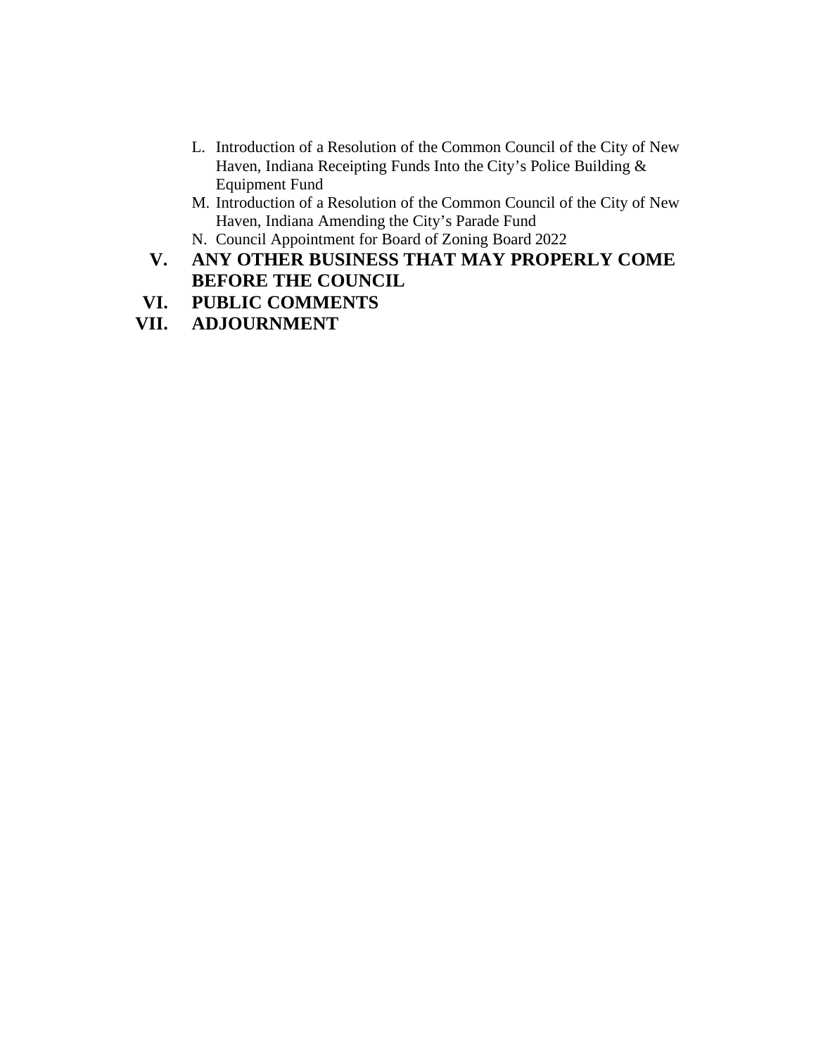L. Introduction of a Resolution of the Common Council of the City of New Haven, Indiana Receipting Funds Into the City's Police Building & Equipment Fund
M. Introduction of a Resolution of the Common Council of the City of New Haven, Indiana Amending the City's Parade Fund
N. Council Appointment for Board of Zoning Board 2022

**V. ANY OTHER BUSINESS THAT MAY PROPERLY COME BEFORE THE COUNCIL**

**VI. PUBLIC COMMENTS**

**VII. ADJOURNMENT**